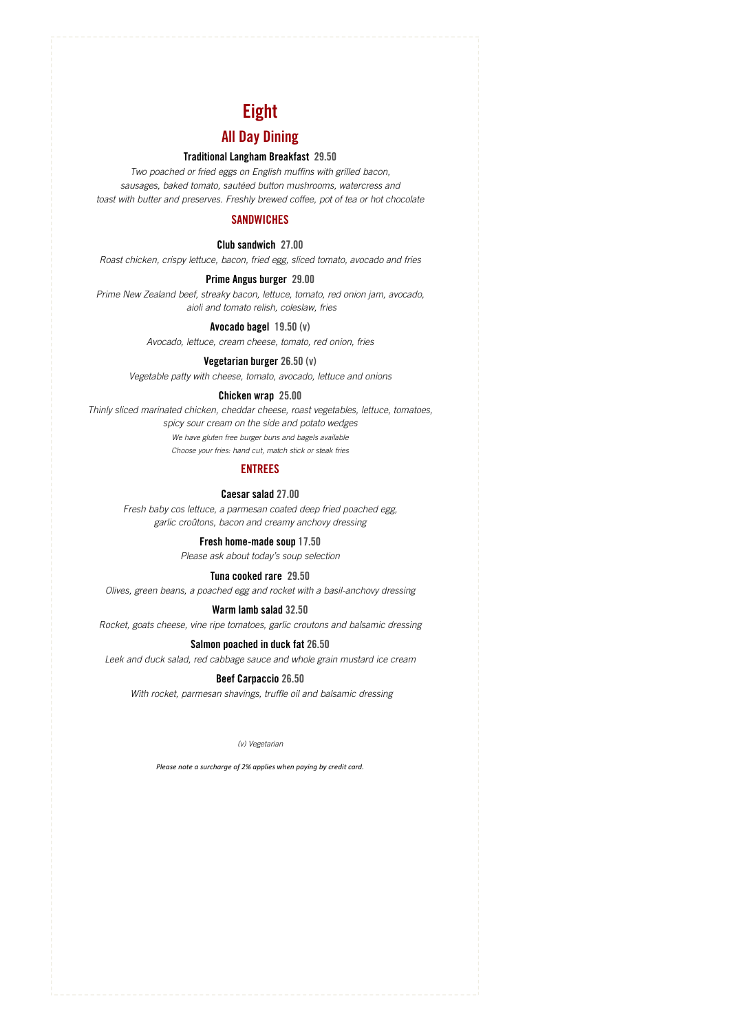# Eight

## All Day Dining

**Traditional Langham Breakfast 29.50**

*Two poached or fried eggs on English muffins with grilled bacon, sausages, baked tomato, sautéed button mushrooms, watercress and toast with butter and preserves. Freshly brewed coffee, pot of tea or hot chocolate*

### SANDWICHES

**Club sandwich 27.00**

*Roast chicken, crispy lettuce, bacon, fried egg, sliced tomato, avocado and fries*

**Prime Angus burger 29.00**

*Prime New Zealand beef, streaky bacon, lettuce, tomato, red onion jam, avocado, aioli and tomato relish, coleslaw, fries*

**Avocado bagel 19.50 (v)**

*Avocado, lettuce, cream cheese, tomato, red onion, fries*

**Vegetarian burger 26.50 (v)**

*Vegetable patty with cheese, tomato, avocado, lettuce and onions*

**Chicken wrap 25.00**

*Thinly sliced marinated chicken, cheddar cheese, roast vegetables, lettuce, tomatoes, spicy sour cream on the side and potato wedges*

*We have gluten free burger buns and bagels available*

*Choose your fries: hand cut, match stick or steak fries*

### ENTREES

**Caesar salad 27.00**

*Fresh baby cos lettuce, a parmesan coated deep fried poached egg, garlic croûtons, bacon and creamy anchovy dressing*

**Fresh home-made soup 17.50**

*Please ask about today's soup selection*

**Tuna cooked rare 29.50**

*Olives, green beans, a poached egg and rocket with a basil-anchovy dressing*

**Warm lamb salad 32.50**

*Rocket, goats cheese, vine ripe tomatoes, garlic croutons and balsamic dressing*

**Salmon poached in duck fat 26.50**

*Leek and duck salad, red cabbage sauce and whole grain mustard ice cream*

**Beef Carpaccio 26.50**

*With rocket, parmesan shavings, truffle oil and balsamic dressing*

*(v) Vegetarian*

*Please note a surcharge of 2% applies when paying by credit card.*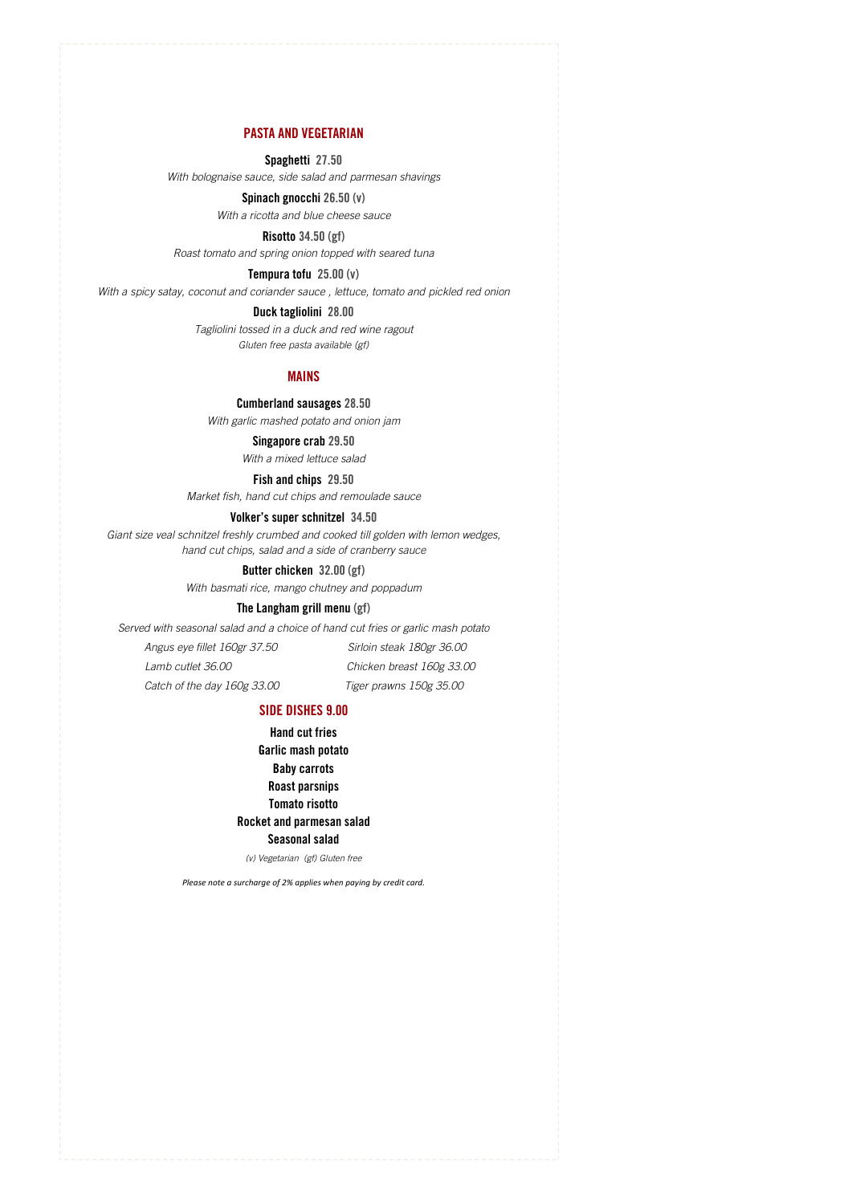## PASTA AND VEGETARIAN

**Spaghetti** 27.50
*With bolognaise sauce, side salad and parmesan shavings*

**Spinach gnocchi** 26.50 (v)
*With a ricotta and blue cheese sauce*

**Risotto** 34.50 (gf)
*Roast tomato and spring onion topped with seared tuna*

**Tempura tofu** 25.00 (v)
*With a spicy satay, coconut and coriander sauce , lettuce, tomato and pickled red onion*

**Duck tagliolini** 28.00
*Tagliolini tossed in a duck and red wine ragout*
*Gluten free pasta available (gf)*

## MAINS

**Cumberland sausages** 28.50
*With garlic mashed potato and onion jam*

**Singapore crab** 29.50
*With a mixed lettuce salad*

**Fish and chips** 29.50
*Market fish, hand cut chips and remoulade sauce*

**Volker's super schnitzel** 34.50
*Giant size veal schnitzel freshly crumbed and cooked till golden with lemon wedges, hand cut chips, salad and a side of cranberry sauce*

**Butter chicken** 32.00 (gf)
*With basmati rice, mango chutney and poppadum*

**The Langham grill menu** (gf)
*Served with seasonal salad and a choice of hand cut fries or garlic mash potato*

| | |
|---|---|
| *Angus eye fillet 160gr 37.50* | *Sirloin steak 180gr 36.00* |
| *Lamb cutlet 36.00* | *Chicken breast 160g 33.00* |
| *Catch of the day 160g 33.00* | *Tiger prawns 150g 35.00* |

## SIDE DISHES 9.00

**Hand cut fries**
**Garlic mash potato**
**Baby carrots**
**Roast parsnips**
**Tomato risotto**
**Rocket and parmesan salad**
**Seasonal salad**

*(v) Vegetarian (gf) Gluten free*

*Please note a surcharge of 2% applies when paying by credit card.*